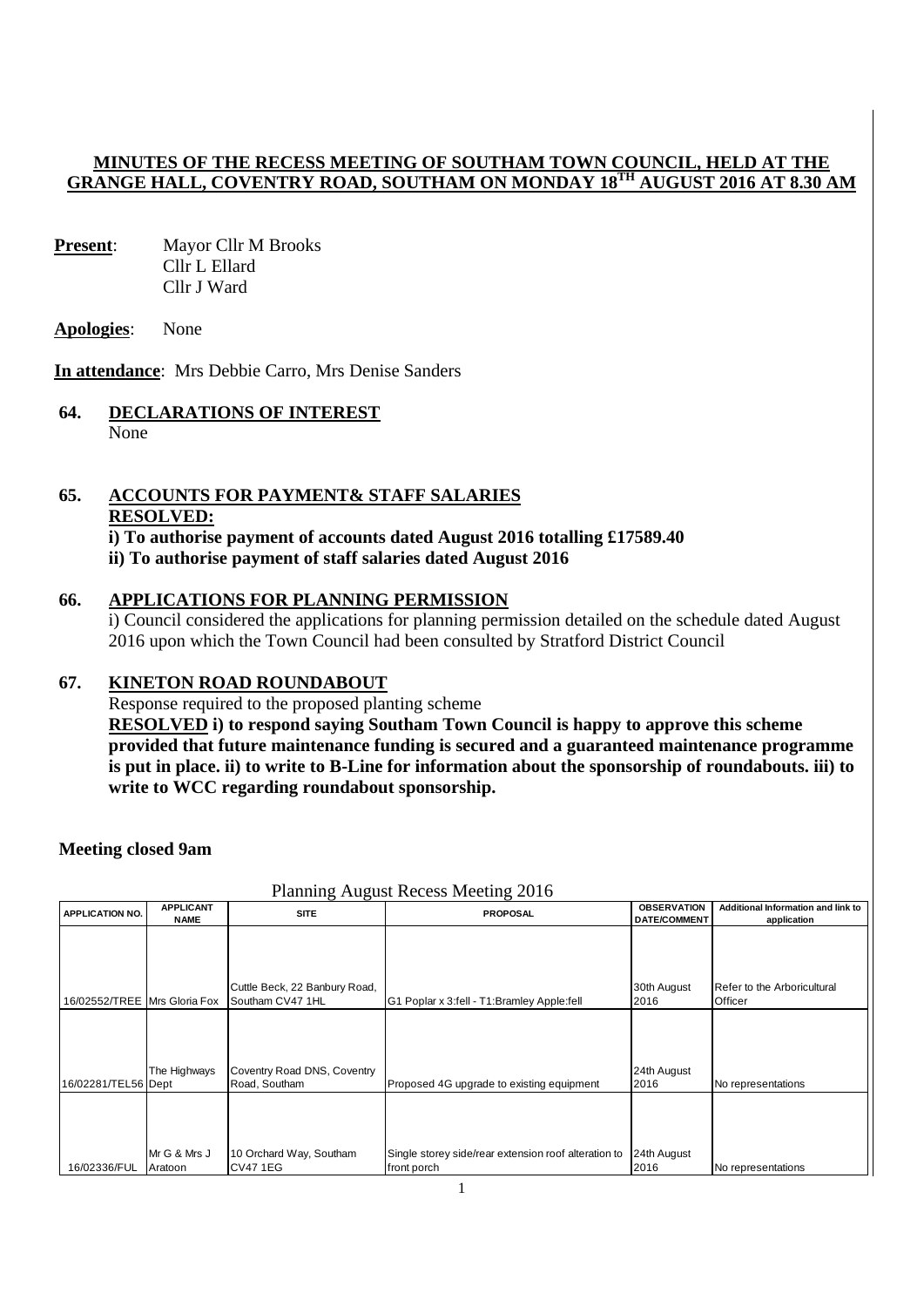# MINUTES OF THE RECESS MEETING OF SOUTHAM TOWN COUNCIL, HELD AT THE GRANGE HALL, COVENTRY ROAD, SOUTHAM ON MONDAY 18TH AUGUST 2016 AT 8.30 AM

**Present**: Mayor Cllr M Brooks
Cllr L Ellard
Cllr J Ward

**Apologies**: None

**In attendance**: Mrs Debbie Carro, Mrs Denise Sanders

## 64. DECLARATIONS OF INTEREST

None

## 65. ACCOUNTS FOR PAYMENT& STAFF SALARIES

**RESOLVED:**

**i) To authorise payment of accounts dated August 2016 totalling £17589.40**

**ii) To authorise payment of staff salaries dated August 2016**

## 66. APPLICATIONS FOR PLANNING PERMISSION

i) Council considered the applications for planning permission detailed on the schedule dated August 2016 upon which the Town Council had been consulted by Stratford District Council

## 67. KINETON ROAD ROUNDABOUT

Response required to the proposed planting scheme

**RESOLVED i) to respond saying Southam Town Council is happy to approve this scheme provided that future maintenance funding is secured and a guaranteed maintenance programme is put in place. ii) to write to B-Line for information about the sponsorship of roundabouts. iii) to write to WCC regarding roundabout sponsorship.**

**Meeting closed 9am**

Planning August Recess Meeting 2016

| APPLICATION NO. | APPLICANT NAME | SITE | PROPOSAL | OBSERVATION DATE/COMMENT | Additional Information and link to application |
|---|---|---|---|---|---|
| 16/02552/TREE | Mrs Gloria Fox | Cuttle Beck, 22 Banbury Road, Southam CV47 1HL | G1 Poplar x 3:fell - T1:Bramley Apple:fell | 30th August 2016 | Refer to the Arboricultural Officer |
| 16/02281/TEL56 | The Highways Dept | Coventry Road DNS, Coventry Road, Southam | Proposed 4G upgrade to existing equipment | 24th August 2016 | No representations |
| 16/02336/FUL | Mr G & Mrs J Aratoon | 10 Orchard Way, Southam CV47 1EG | Single storey side/rear extension roof alteration to front porch | 24th August 2016 | No representations |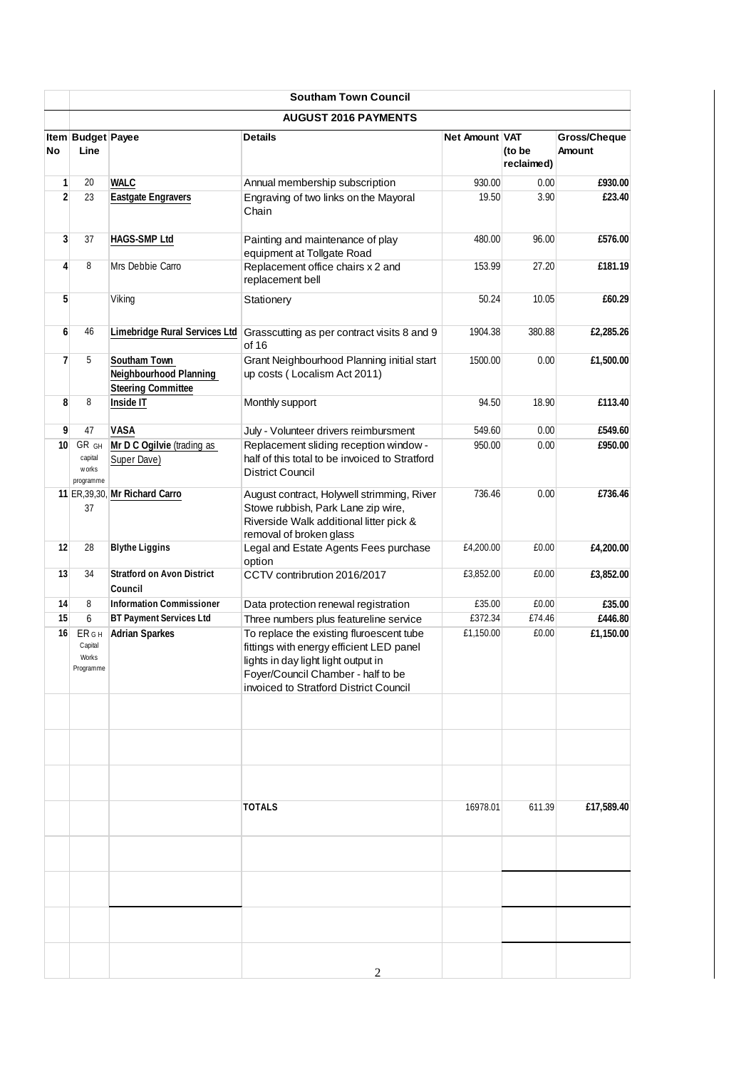# Southam Town Council

## AUGUST 2016 PAYMENTS

| Item No | Budget Line | Payee | Details | Net Amount | VAT (to be reclaimed) | Gross/Cheque Amount |
|---|---|---|---|---|---|---|
| 1 | 20 | **WALC** | Annual membership subscription | 930.00 | 0.00 | **£930.00** |
| 2 | 23 | **Eastgate Engravers** | Engraving of two links on the Mayoral Chain | 19.50 | 3.90 | **£23.40** |
| 3 | 37 | **HAGS-SMP Ltd** | Painting and maintenance of play equipment at Tollgate Road | 480.00 | 96.00 | **£576.00** |
| 4 | 8 | Mrs Debbie Carro | Replacement office chairs x 2 and replacement bell | 153.99 | 27.20 | **£181.19** |
| 5 | | Viking | Stationery | 50.24 | 10.05 | **£60.29** |
| 6 | 46 | **Limebridge Rural Services Ltd** | Grasscutting as per contract visits 8 and 9 of 16 | 1904.38 | 380.88 | **£2,285.26** |
| 7 | 5 | **Southam Town Neighbourhood Planning Steering Committee** | Grant Neighbourhood Planning initial start up costs ( Localism Act 2011) | 1500.00 | 0.00 | **£1,500.00** |
| 8 | 8 | **Inside IT** | Monthly support | 94.50 | 18.90 | **£113.40** |
| 9 | 47 | **VASA** | July - Volunteer drivers reimbursment | 549.60 | 0.00 | **£549.60** |
| 10 | GR GH capital works programme | **Mr D C Ogilvie** (trading as Super Dave) | Replacement sliding reception window - half of this total to be invoiced to Stratford District Council | 950.00 | 0.00 | **£950.00** |
| 11 | ER,39,30, 37 | **Mr Richard Carro** | August contract, Holywell strimming, River Stowe rubbish, Park Lane zip wire, Riverside Walk additional litter pick & removal of broken glass | 736.46 | 0.00 | **£736.46** |
| 12 | 28 | **Blythe Liggins** | Legal and Estate Agents Fees purchase option | £4,200.00 | £0.00 | **£4,200.00** |
| 13 | 34 | **Stratford on Avon District Council** | CCTV contribrution 2016/2017 | £3,852.00 | £0.00 | **£3,852.00** |
| 14 | 8 | **Information Commissioner** | Data protection renewal registration | £35.00 | £0.00 | **£35.00** |
| 15 | 6 | **BT Payment Services Ltd** | Three numbers plus featureline service | £372.34 | £74.46 | **£446.80** |
| 16 | ER G H Capital Works Programme | **Adrian Sparkes** | To replace the existing fluroescent tube fittings with energy efficient LED panel lights in day light light output in Foyer/Council Chamber - half to be invoiced to Stratford District Council | £1,150.00 | £0.00 | **£1,150.00** |
| | | | **TOTALS** | 16978.01 | 611.39 | **£17,589.40** |